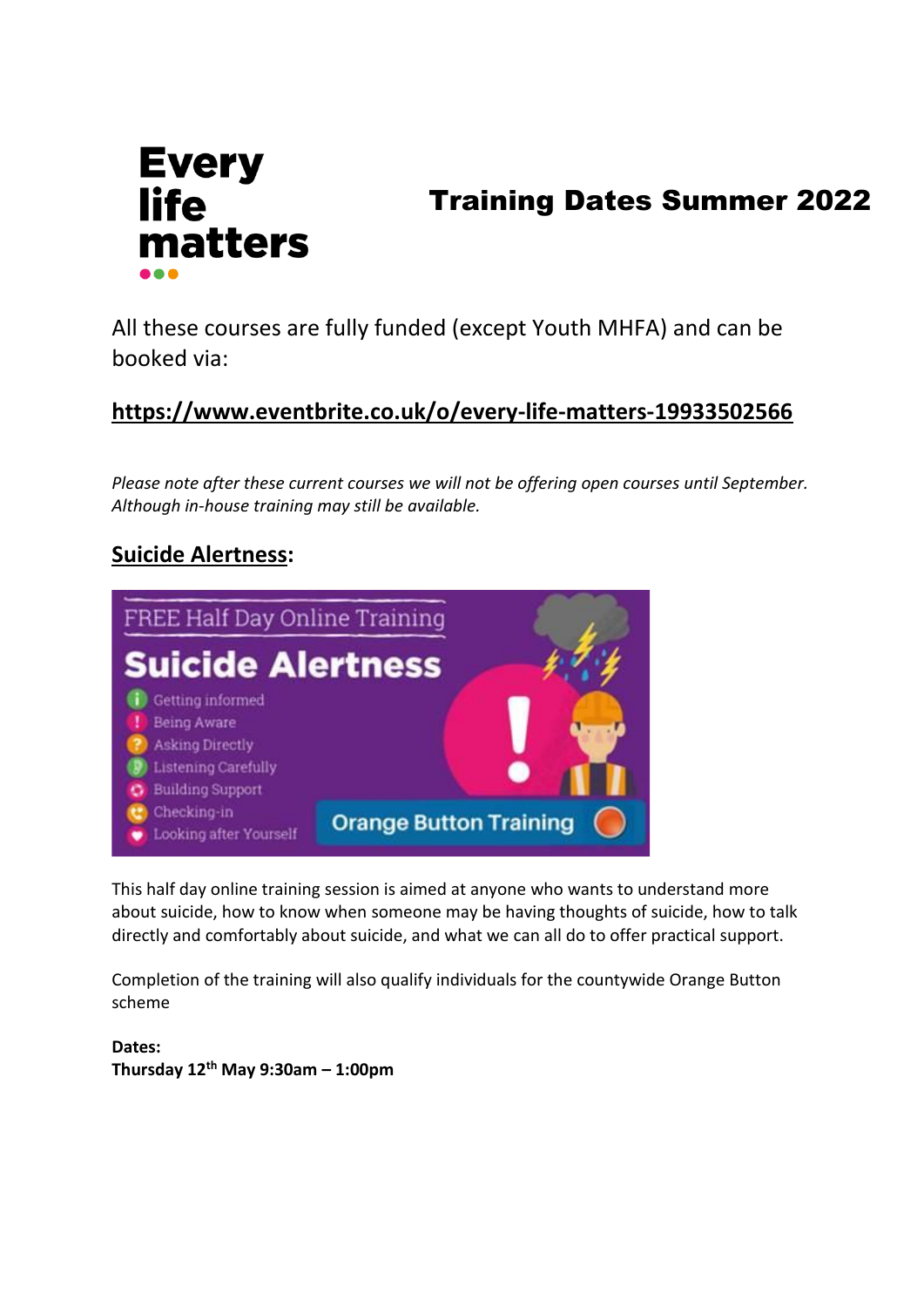Every life matters

# Training Dates Summer 2022

All these courses are fully funded (except Youth MHFA) and can be booked via:

**https://www.eventbrite.co.uk/o/every-life-matters-19933502566**

*Please note after these current courses we will not be offering open courses until September. Although in-house training may still be available.*

## Suicide Alertness:

FREE Half Day Online Training

Suicide Alertness

- Getting informed
- Being Aware
- Asking Directly
- Listening Carefully
- Building Support
- Checking-in
- Looking after Yourself

Orange Button Training

This half day online training session is aimed at anyone who wants to understand more about suicide, how to know when someone may be having thoughts of suicide, how to talk directly and comfortably about suicide, and what we can all do to offer practical support.

Completion of the training will also qualify individuals for the countywide Orange Button scheme

**Dates:**
**Thursday 12th May 9:30am – 1:00pm**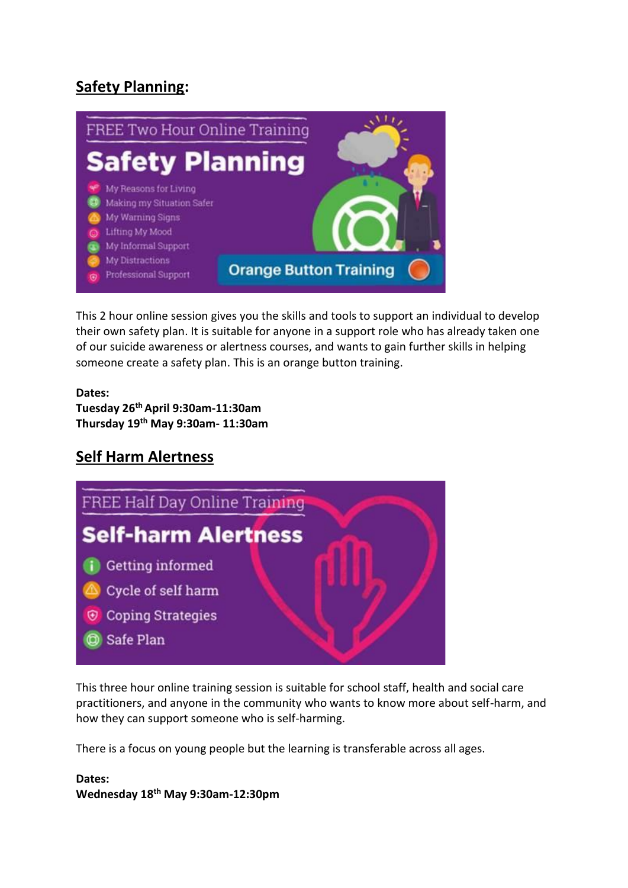## **Safety Planning:**

This 2 hour online session gives you the skills and tools to support an individual to develop their own safety plan. It is suitable for anyone in a support role who has already taken one of our suicide awareness or alertness courses, and wants to gain further skills in helping someone create a safety plan. This is an orange button training.

**Dates:**
**Tuesday 26th April 9:30am-11:30am**
**Thursday 19th May 9:30am- 11:30am**

## **Self Harm Alertness**

This three hour online training session is suitable for school staff, health and social care practitioners, and anyone in the community who wants to know more about self-harm, and how they can support someone who is self-harming.

There is a focus on young people but the learning is transferable across all ages.

**Dates:**
**Wednesday 18th May 9:30am-12:30pm**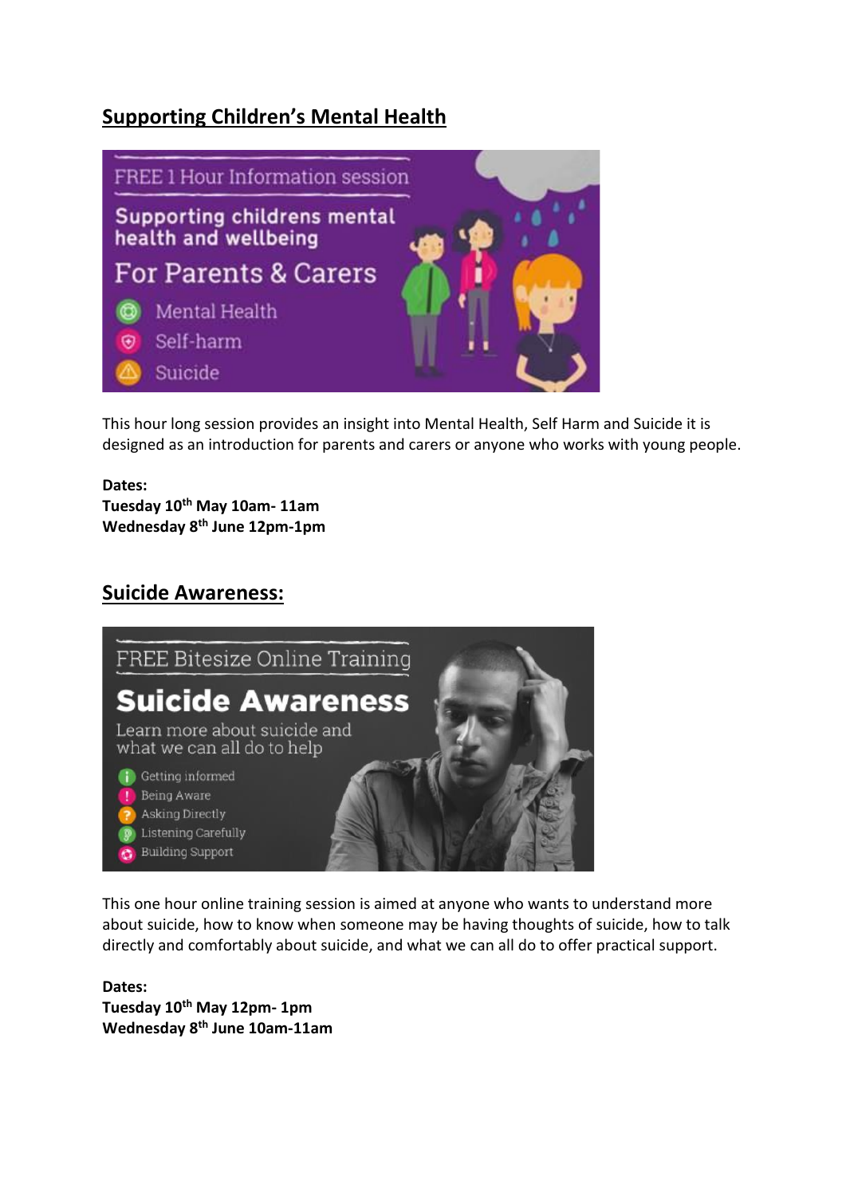## Supporting Children's Mental Health

FREE 1 Hour Information session

Supporting childrens mental health and wellbeing

For Parents & Carers

- Mental Health
- Self-harm
- Suicide

This hour long session provides an insight into Mental Health, Self Harm and Suicide it is designed as an introduction for parents and carers or anyone who works with young people.

**Dates:**
**Tuesday 10th May 10am- 11am**
**Wednesday 8th June 12pm-1pm**

## Suicide Awareness:

FREE Bitesize Online Training

**Suicide Awareness**

Learn more about suicide and what we can all do to help

- Getting informed
- Being Aware
- Asking Directly
- Listening Carefully
- Building Support

This one hour online training session is aimed at anyone who wants to understand more about suicide, how to know when someone may be having thoughts of suicide, how to talk directly and comfortably about suicide, and what we can all do to offer practical support.

**Dates:**
**Tuesday 10th May 12pm- 1pm**
**Wednesday 8th June 10am-11am**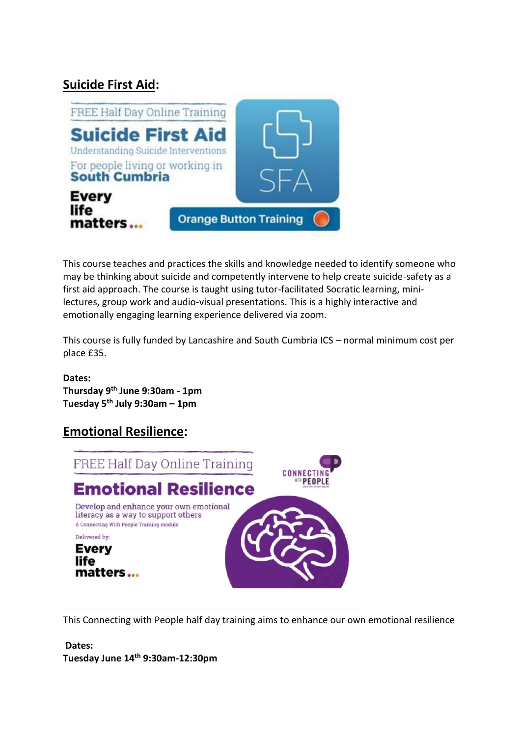## Suicide First Aid:

FREE Half Day Online Training

**Suicide First Aid**

Understanding Suicide Interventions

For people living or working in **South Cumbria**

**Every life matters...**

Orange Button Training

SFA

This course teaches and practices the skills and knowledge needed to identify someone who may be thinking about suicide and competently intervene to help create suicide-safety as a first aid approach. The course is taught using tutor-facilitated Socratic learning, mini-lectures, group work and audio-visual presentations. This is a highly interactive and emotionally engaging learning experience delivered via zoom.

This course is fully funded by Lancashire and South Cumbria ICS – normal minimum cost per place £35.

**Dates:**
**Thursday 9th June 9:30am - 1pm**
**Tuesday 5th July 9:30am – 1pm**

## Emotional Resilience:

FREE Half Day Online Training

**Emotional Resilience**

Develop and enhance your own emotional literacy as a way to support others

A Connecting With People Training module

Delivered by:

**Every life matters...**

CONNECTING WITH PEOPLE

This Connecting with People half day training aims to enhance our own emotional resilience

**Dates:**
**Tuesday June 14th 9:30am-12:30pm**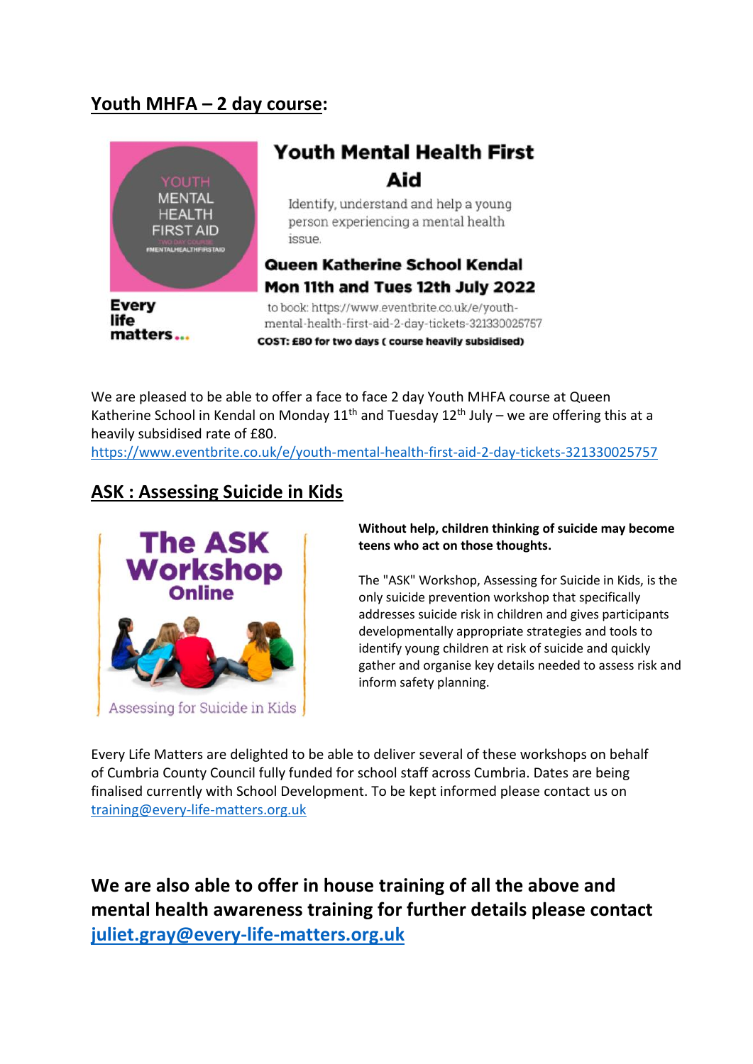## Youth MHFA – 2 day course:

**Youth Mental Health First Aid**

Identify, understand and help a young person experiencing a mental health issue.

**Queen Katherine School Kendal**
**Mon 11th and Tues 12th July 2022**

to book: https://www.eventbrite.co.uk/e/youth-mental-health-first-aid-2-day-tickets-321330025757

**COST: £80 for two days ( course heavily subsidised)**

We are pleased to be able to offer a face to face 2 day Youth MHFA course at Queen Katherine School in Kendal on Monday 11th and Tuesday 12th July – we are offering this at a heavily subsidised rate of £80.
https://www.eventbrite.co.uk/e/youth-mental-health-first-aid-2-day-tickets-321330025757

## ASK : Assessing Suicide in Kids

**The ASK Workshop Online**

Assessing for Suicide in Kids

**Without help, children thinking of suicide may become teens who act on those thoughts.**

The "ASK" Workshop, Assessing for Suicide in Kids, is the only suicide prevention workshop that specifically addresses suicide risk in children and gives participants developmentally appropriate strategies and tools to identify young children at risk of suicide and quickly gather and organise key details needed to assess risk and inform safety planning.

Every Life Matters are delighted to be able to deliver several of these workshops on behalf of Cumbria County Council fully funded for school staff across Cumbria. Dates are being finalised currently with School Development. To be kept informed please contact us on training@every-life-matters.org.uk

**We are also able to offer in house training of all the above and mental health awareness training for further details please contact juliet.gray@every-life-matters.org.uk**